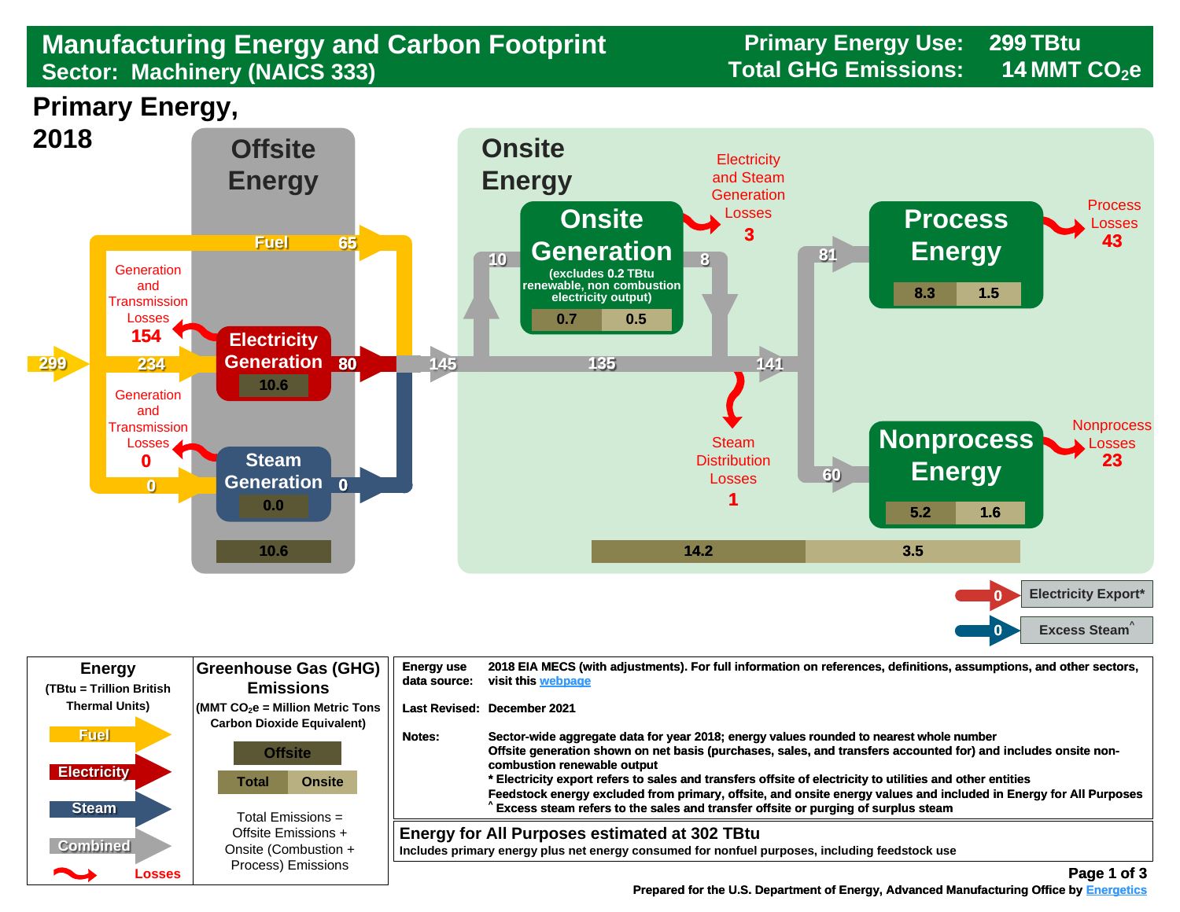# Manufacturing Energy and Carbon Footprint
## Sector: Machinery (NAICS 333)

**Primary Energy Use:** 299 TBtu
**Total GHG Emissions:** 14 MMT $CO_2e$

## Primary Energy, 2018

### Offsite Energy

- Primary energy input: 299
- Fuel: 65
- 234 to Electricity Generation
- 0 to Steam Generation
- Generation and Transmission Losses: 154
- Generation and Transmission Losses: 0
- Electricity Generation: 80 (emissions 10.6)
- Steam Generation: 0 (emissions 0.0)
- Offsite emissions total: 10.6

### Onsite Energy

- 145 delivered onsite
- 10 to Onsite Generation
- Onsite Generation (excludes 0.2 TBtu renewable, non combustion electricity output): 8 output; emissions 0.7 | 0.5
- Electricity and Steam Generation Losses: 3
- 135
- 141
- Steam Distribution Losses: 1
- Process Energy: 81; emissions 8.3 | 1.5
- Process Losses: 43
- Nonprocess Energy: 60; emissions 5.2 | 1.6
- Nonprocess Losses: 23
- Onsite totals: 14.2 | 3.5

- Electricity Export*: 0
- Excess Steam^: 0

### Legend

**Energy** (TBtu = Trillion British Thermal Units)
- Fuel
- Electricity
- Steam
- Combined
- Losses

**Greenhouse Gas (GHG) Emissions** (MMT $CO_2e$ = Million Metric Tons Carbon Dioxide Equivalent)
- Offsite
- Total | Onsite

Total Emissions = Offsite Emissions + Onsite (Combustion + Process) Emissions

| | |
|---|---|
| **Energy use data source:** | 2018 EIA MECS (with adjustments). For full information on references, definitions, assumptions, and other sectors, visit this webpage |
| **Last Revised:** | December 2021 |
| **Notes:** | Sector-wide aggregate data for year 2018; energy values rounded to nearest whole number<br>Offsite generation shown on net basis (purchases, sales, and transfers accounted for) and includes onsite non-combustion renewable output<br>* Electricity export refers to sales and transfers offsite of electricity to utilities and other entities<br>Feedstock energy excluded from primary, offsite, and onsite energy values and included in Energy for All Purposes<br>^ Excess steam refers to the sales and transfer offsite or purging of surplus steam |

**Energy for All Purposes estimated at 302 TBtu**
Includes primary energy plus net energy consumed for nonfuel purposes, including feedstock use

Prepared for the U.S. Department of Energy, Advanced Manufacturing Office by Energetics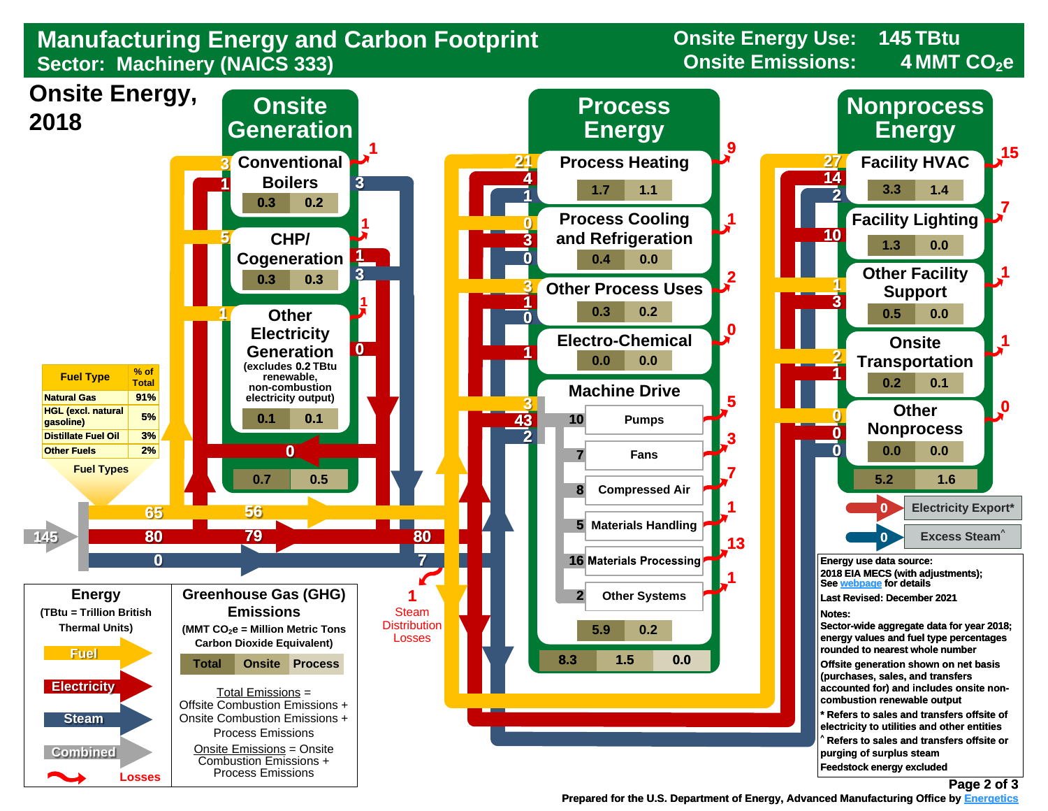# Manufacturing Energy and Carbon Footprint

## Sector: Machinery (NAICS 333)

**Onsite Energy Use:** 145 TBtu
**Onsite Emissions:** 4 MMT $CO_2e$

## Onsite Energy, 2018

### Onsite Generation

| Component | Fuel In | Electricity In | Losses | Steam Out | Electricity Out | Onsite Emissions | Process Emissions |
|---|---|---|---|---|---|---|---|
| Conventional Boilers | 3 | 1 | 1 | 3 | | 0.3 | 0.2 |
| CHP/ Cogeneration | 5 | | 1 | 3 | 1 | 0.3 | 0.3 |
| Other Electricity Generation (excludes 0.2 TBtu renewable, non-combustion electricity output) | 1 | | 1 | | 0 | 0.1 | 0.1 |
| **Total** | | | | | 0 | 0.7 | 0.5 |

### Process Energy

| End Use | Fuel | Electricity | Steam | Losses | Total Emissions | Onsite Emissions |
|---|---|---|---|---|---|---|
| Process Heating | 21 | 4 | 1 | 9 | 1.7 | 1.1 |
| Process Cooling and Refrigeration | 0 | 3 | 0 | 1 | 0.4 | 0.0 |
| Other Process Uses | 3 | 1 | 0 | 2 | 0.3 | 0.2 |
| Electro-Chemical | | 1 | | 0 | 0.0 | 0.0 |
| Machine Drive | 3 | 43 | 2 | | 5.9 | 0.2 |

**Machine Drive breakdown:**

| Machine Drive Use | Energy | Losses |
|---|---|---|
| Pumps | 10 | 5 |
| Fans | 7 | 3 |
| Compressed Air | 8 | 7 |
| Materials Handling | 5 | 1 |
| Materials Processing | 16 | 13 |
| Other Systems | 2 | 1 |

**Process Energy Totals:** Total 8.3 | Onsite 1.5 | Process 0.0

### Nonprocess Energy

| End Use | Fuel | Electricity | Steam | Losses | Total Emissions | Onsite Emissions |
|---|---|---|---|---|---|---|
| Facility HVAC | 27 | 14 | 2 | 15 | 3.3 | 1.4 |
| Facility Lighting | | 10 | | 7 | 1.3 | 0.0 |
| Other Facility Support | 1 | 3 | | 1 | 0.5 | 0.0 |
| Onsite Transportation | 2 | 1 | | 1 | 0.2 | 0.1 |
| Other Nonprocess | 0 | 0 | 0 | 0 | 0.0 | 0.0 |
| **Total** | | | | | 5.2 | 1.6 |

### Energy Flows

- Total energy input (Combined): 145
- Fuel: 65 (56 to end uses)
- Electricity: 80 (79 from offsite; 80 to end uses)
- Steam: 0 (7 to end uses)
- Steam Distribution Losses: 1
- Electricity Export*: 0
- Excess Steam^: 0

### Fuel Types

| Fuel Type | % of Total |
|---|---|
| Natural Gas | 91% |
| HGL (excl. natural gasoline) | 5% |
| Distillate Fuel Oil | 3% |
| Other Fuels | 2% |

### Legend

**Energy** (TBtu = Trillion British Thermal Units): Fuel, Electricity, Steam, Combined, Losses

**Greenhouse Gas (GHG) Emissions** (MMT $CO_2e$ = Million Metric Tons Carbon Dioxide Equivalent): Total | Onsite | Process

Total Emissions = Offsite Combustion Emissions + Onsite Combustion Emissions + Process Emissions

Onsite Emissions = Onsite Combustion Emissions + Process Emissions

**Energy use data source:** 2018 EIA MECS (with adjustments); See webpage for details

**Last Revised:** December 2021

**Notes:**

Sector-wide aggregate data for year 2018; energy values and fuel type percentages rounded to nearest whole number

Offsite generation shown on net basis (purchases, sales, and transfers accounted for) and includes onsite non-combustion renewable output

\* Refers to sales and transfers offsite of electricity to utilities and other entities

^ Refers to sales and transfers offsite or purging of surplus steam

Feedstock energy excluded

Prepared for the U.S. Department of Energy, Advanced Manufacturing Office by Energetics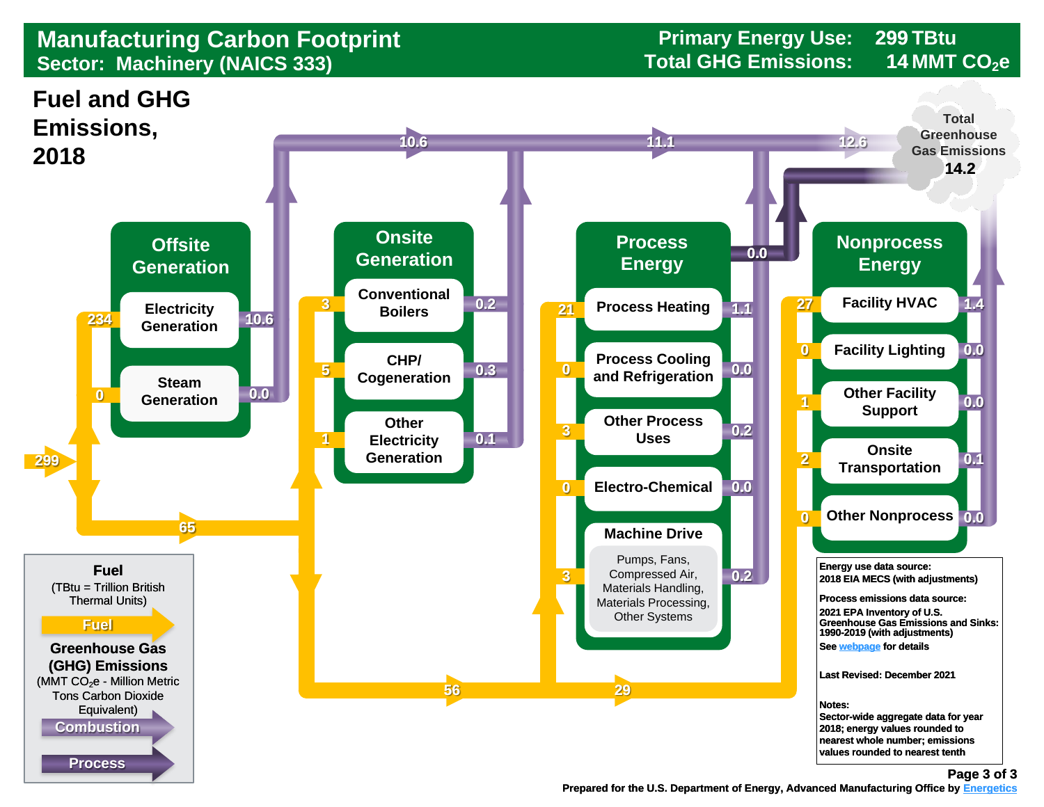# Manufacturing Carbon Footprint

## Sector: Machinery (NAICS 333)

**Primary Energy Use: 299 TBtu**

**Total GHG Emissions: 14 MMT $CO_2e$**

## Fuel and GHG Emissions, 2018

299

234

0

65

3

5

1

56

29

21

0

3

0

3

27

0

1

2

0

10.6

11.1

12.6

Total Greenhouse Gas Emissions 14.2

**Offsite Generation**

Electricity Generation 10.6

Steam Generation 0.0

**Onsite Generation**

Conventional Boilers 0.2

CHP/ Cogeneration 0.3

Other Electricity Generation 0.1

**Process Energy** 0.0

Process Heating 1.1

Process Cooling and Refrigeration 0.0

Other Process Uses 0.2

Electro-Chemical 0.0

Machine Drive 0.2

Pumps, Fans, Compressed Air, Materials Handling, Materials Processing, Other Systems

**Nonprocess Energy**

Facility HVAC 1.4

Facility Lighting 0.0

Other Facility Support 0.0

Onsite Transportation 0.1

Other Nonprocess 0.0

**Fuel**

(TBtu = Trillion British Thermal Units)

Fuel

**Greenhouse Gas (GHG) Emissions**

(MMT $CO_2e$ - Million Metric Tons Carbon Dioxide Equivalent)

Combustion

Process

**Energy use data source:** 2018 EIA MECS (with adjustments)

**Process emissions data source:** 2021 EPA Inventory of U.S. Greenhouse Gas Emissions and Sinks: 1990-2019 (with adjustments)

See webpage for details

**Last Revised: December 2021**

**Notes:** Sector-wide aggregate data for year 2018; energy values rounded to nearest whole number; emissions values rounded to nearest tenth

Prepared for the U.S. Department of Energy, Advanced Manufacturing Office by Energetics